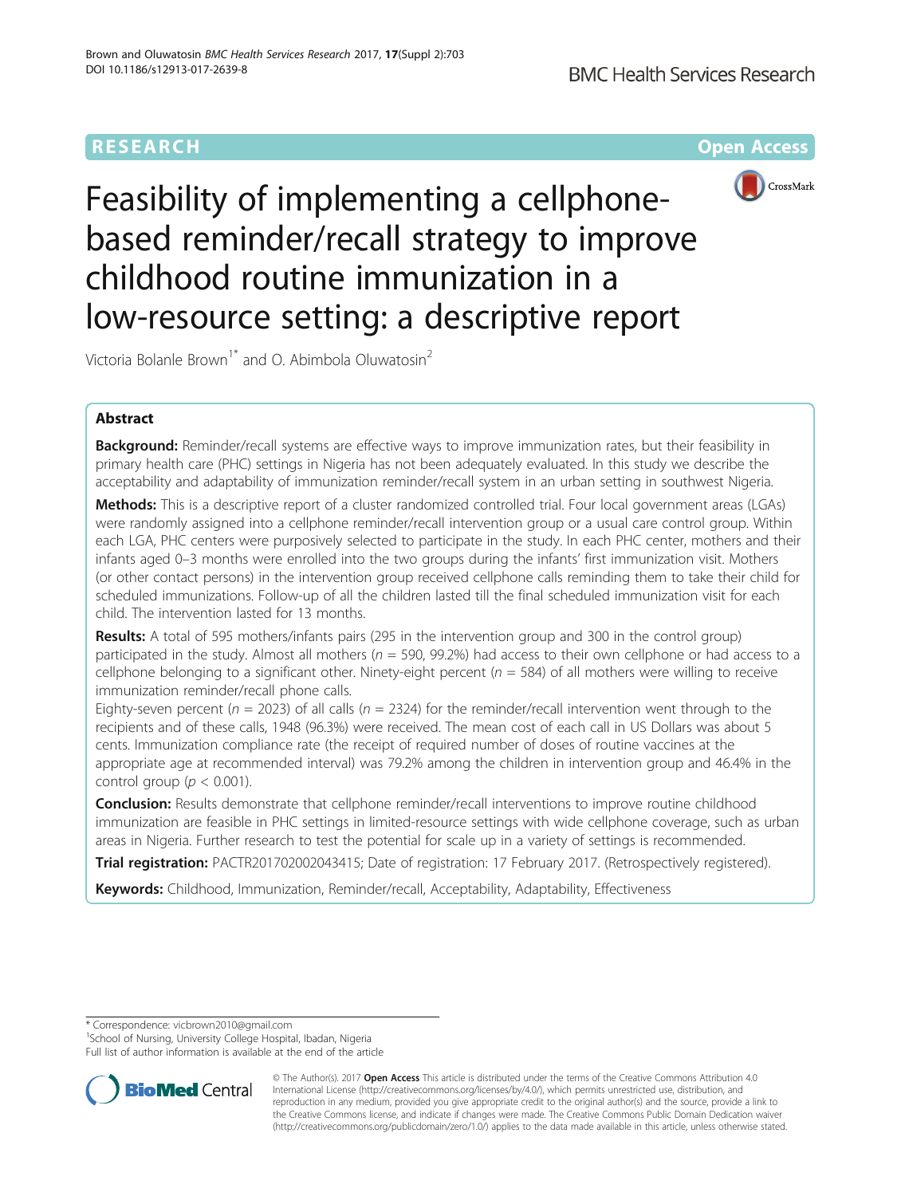RESEARCH Open Access

# Feasibility of implementing a cellphone-based reminder/recall strategy to improve childhood routine immunization in a low-resource setting: a descriptive report

Victoria Bolanle Brown[1*] and O. Abimbola Oluwatosin[2]

## Abstract

**Background:** Reminder/recall systems are effective ways to improve immunization rates, but their feasibility in primary health care (PHC) settings in Nigeria has not been adequately evaluated. In this study we describe the acceptability and adaptability of immunization reminder/recall system in an urban setting in southwest Nigeria.

**Methods:** This is a descriptive report of a cluster randomized controlled trial. Four local government areas (LGAs) were randomly assigned into a cellphone reminder/recall intervention group or a usual care control group. Within each LGA, PHC centers were purposively selected to participate in the study. In each PHC center, mothers and their infants aged 0–3 months were enrolled into the two groups during the infants' first immunization visit. Mothers (or other contact persons) in the intervention group received cellphone calls reminding them to take their child for scheduled immunizations. Follow-up of all the children lasted till the final scheduled immunization visit for each child. The intervention lasted for 13 months.

**Results:** A total of 595 mothers/infants pairs (295 in the intervention group and 300 in the control group) participated in the study. Almost all mothers ($n$ = 590, 99.2%) had access to their own cellphone or had access to a cellphone belonging to a significant other. Ninety-eight percent ($n$ = 584) of all mothers were willing to receive immunization reminder/recall phone calls.

Eighty-seven percent ($n$ = 2023) of all calls ($n$ = 2324) for the reminder/recall intervention went through to the recipients and of these calls, 1948 (96.3%) were received. The mean cost of each call in US Dollars was about 5 cents. Immunization compliance rate (the receipt of required number of doses of routine vaccines at the appropriate age at recommended interval) was 79.2% among the children in intervention group and 46.4% in the control group ($p < 0.001$).

**Conclusion:** Results demonstrate that cellphone reminder/recall interventions to improve routine childhood immunization are feasible in PHC settings in limited-resource settings with wide cellphone coverage, such as urban areas in Nigeria. Further research to test the potential for scale up in a variety of settings is recommended.

**Trial registration:** PACTR201702002043415; Date of registration: 17 February 2017. (Retrospectively registered).

**Keywords:** Childhood, Immunization, Reminder/recall, Acceptability, Adaptability, Effectiveness

\* Correspondence: vicbrown2010@gmail.com
[1]School of Nursing, University College Hospital, Ibadan, Nigeria
Full list of author information is available at the end of the article

© The Author(s). 2017 **Open Access** This article is distributed under the terms of the Creative Commons Attribution 4.0 International License (http://creativecommons.org/licenses/by/4.0/), which permits unrestricted use, distribution, and reproduction in any medium, provided you give appropriate credit to the original author(s) and the source, provide a link to the Creative Commons license, and indicate if changes were made. The Creative Commons Public Domain Dedication waiver (http://creativecommons.org/publicdomain/zero/1.0/) applies to the data made available in this article, unless otherwise stated.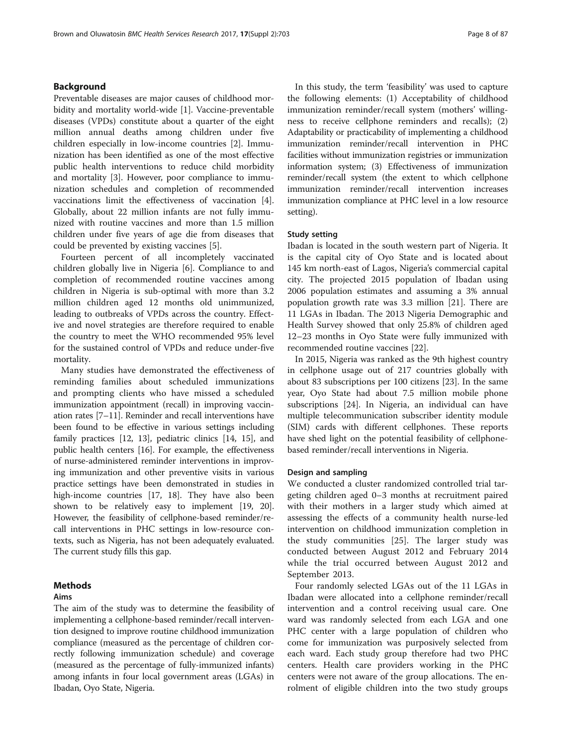## Background

Preventable diseases are major causes of childhood morbidity and mortality world-wide [1]. Vaccine-preventable diseases (VPDs) constitute about a quarter of the eight million annual deaths among children under five children especially in low-income countries [2]. Immunization has been identified as one of the most effective public health interventions to reduce child morbidity and mortality [3]. However, poor compliance to immunization schedules and completion of recommended vaccinations limit the effectiveness of vaccination [4]. Globally, about 22 million infants are not fully immunized with routine vaccines and more than 1.5 million children under five years of age die from diseases that could be prevented by existing vaccines [5].

Fourteen percent of all incompletely vaccinated children globally live in Nigeria [6]. Compliance to and completion of recommended routine vaccines among children in Nigeria is sub-optimal with more than 3.2 million children aged 12 months old unimmunized, leading to outbreaks of VPDs across the country. Effective and novel strategies are therefore required to enable the country to meet the WHO recommended 95% level for the sustained control of VPDs and reduce under-five mortality.

Many studies have demonstrated the effectiveness of reminding families about scheduled immunizations and prompting clients who have missed a scheduled immunization appointment (recall) in improving vaccination rates [7–11]. Reminder and recall interventions have been found to be effective in various settings including family practices [12, 13], pediatric clinics [14, 15], and public health centers [16]. For example, the effectiveness of nurse-administered reminder interventions in improving immunization and other preventive visits in various practice settings have been demonstrated in studies in high-income countries [17, 18]. They have also been shown to be relatively easy to implement [19, 20]. However, the feasibility of cellphone-based reminder/recall interventions in PHC settings in low-resource contexts, such as Nigeria, has not been adequately evaluated. The current study fills this gap.

## Methods

### Aims

The aim of the study was to determine the feasibility of implementing a cellphone-based reminder/recall intervention designed to improve routine childhood immunization compliance (measured as the percentage of children correctly following immunization schedule) and coverage (measured as the percentage of fully-immunized infants) among infants in four local government areas (LGAs) in Ibadan, Oyo State, Nigeria.

In this study, the term 'feasibility' was used to capture the following elements: (1) Acceptability of childhood immunization reminder/recall system (mothers' willingness to receive cellphone reminders and recalls); (2) Adaptability or practicability of implementing a childhood immunization reminder/recall intervention in PHC facilities without immunization registries or immunization information system; (3) Effectiveness of immunization reminder/recall system (the extent to which cellphone immunization reminder/recall intervention increases immunization compliance at PHC level in a low resource setting).

### Study setting

Ibadan is located in the south western part of Nigeria. It is the capital city of Oyo State and is located about 145 km north-east of Lagos, Nigeria's commercial capital city. The projected 2015 population of Ibadan using 2006 population estimates and assuming a 3% annual population growth rate was 3.3 million [21]. There are 11 LGAs in Ibadan. The 2013 Nigeria Demographic and Health Survey showed that only 25.8% of children aged 12–23 months in Oyo State were fully immunized with recommended routine vaccines [22].

In 2015, Nigeria was ranked as the 9th highest country in cellphone usage out of 217 countries globally with about 83 subscriptions per 100 citizens [23]. In the same year, Oyo State had about 7.5 million mobile phone subscriptions [24]. In Nigeria, an individual can have multiple telecommunication subscriber identity module (SIM) cards with different cellphones. These reports have shed light on the potential feasibility of cellphone-based reminder/recall interventions in Nigeria.

### Design and sampling

We conducted a cluster randomized controlled trial targeting children aged 0–3 months at recruitment paired with their mothers in a larger study which aimed at assessing the effects of a community health nurse-led intervention on childhood immunization completion in the study communities [25]. The larger study was conducted between August 2012 and February 2014 while the trial occurred between August 2012 and September 2013.

Four randomly selected LGAs out of the 11 LGAs in Ibadan were allocated into a cellphone reminder/recall intervention and a control receiving usual care. One ward was randomly selected from each LGA and one PHC center with a large population of children who come for immunization was purposively selected from each ward. Each study group therefore had two PHC centers. Health care providers working in the PHC centers were not aware of the group allocations. The enrolment of eligible children into the two study groups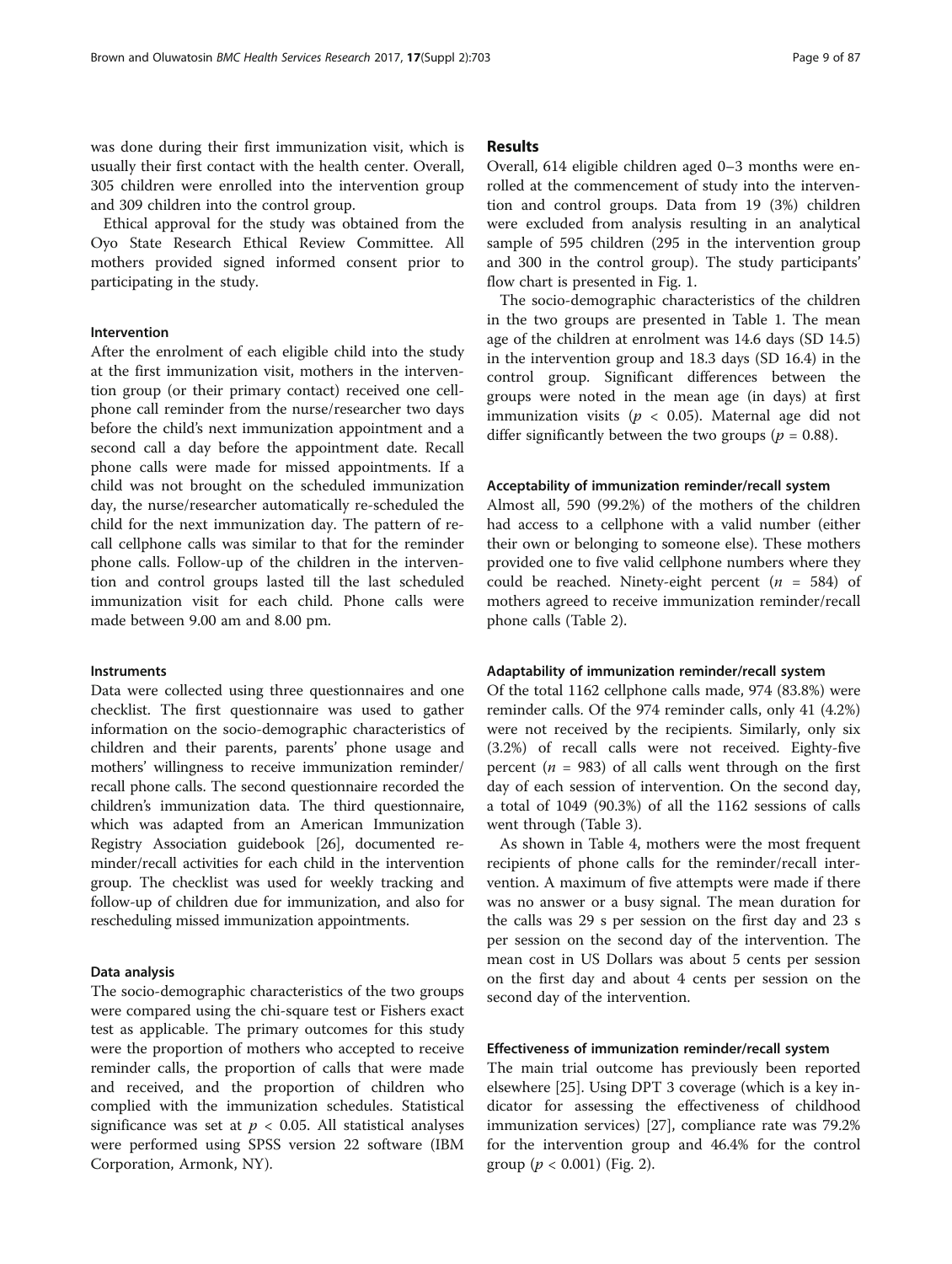was done during their first immunization visit, which is usually their first contact with the health center. Overall, 305 children were enrolled into the intervention group and 309 children into the control group.

Ethical approval for the study was obtained from the Oyo State Research Ethical Review Committee. All mothers provided signed informed consent prior to participating in the study.

### Intervention

After the enrolment of each eligible child into the study at the first immunization visit, mothers in the intervention group (or their primary contact) received one cellphone call reminder from the nurse/researcher two days before the child's next immunization appointment and a second call a day before the appointment date. Recall phone calls were made for missed appointments. If a child was not brought on the scheduled immunization day, the nurse/researcher automatically re-scheduled the child for the next immunization day. The pattern of recall cellphone calls was similar to that for the reminder phone calls. Follow-up of the children in the intervention and control groups lasted till the last scheduled immunization visit for each child. Phone calls were made between 9.00 am and 8.00 pm.

### Instruments

Data were collected using three questionnaires and one checklist. The first questionnaire was used to gather information on the socio-demographic characteristics of children and their parents, parents' phone usage and mothers' willingness to receive immunization reminder/recall phone calls. The second questionnaire recorded the children's immunization data. The third questionnaire, which was adapted from an American Immunization Registry Association guidebook [26], documented reminder/recall activities for each child in the intervention group. The checklist was used for weekly tracking and follow-up of children due for immunization, and also for rescheduling missed immunization appointments.

### Data analysis

The socio-demographic characteristics of the two groups were compared using the chi-square test or Fishers exact test as applicable. The primary outcomes for this study were the proportion of mothers who accepted to receive reminder calls, the proportion of calls that were made and received, and the proportion of children who complied with the immunization schedules. Statistical significance was set at $p < 0.05$. All statistical analyses were performed using SPSS version 22 software (IBM Corporation, Armonk, NY).

## Results

Overall, 614 eligible children aged 0–3 months were enrolled at the commencement of study into the intervention and control groups. Data from 19 (3%) children were excluded from analysis resulting in an analytical sample of 595 children (295 in the intervention group and 300 in the control group). The study participants' flow chart is presented in Fig. 1.

The socio-demographic characteristics of the children in the two groups are presented in Table 1. The mean age of the children at enrolment was 14.6 days (SD 14.5) in the intervention group and 18.3 days (SD 16.4) in the control group. Significant differences between the groups were noted in the mean age (in days) at first immunization visits ($p < 0.05$). Maternal age did not differ significantly between the two groups ($p = 0.88$).

### Acceptability of immunization reminder/recall system

Almost all, 590 (99.2%) of the mothers of the children had access to a cellphone with a valid number (either their own or belonging to someone else). These mothers provided one to five valid cellphone numbers where they could be reached. Ninety-eight percent ($n = 584$) of mothers agreed to receive immunization reminder/recall phone calls (Table 2).

### Adaptability of immunization reminder/recall system

Of the total 1162 cellphone calls made, 974 (83.8%) were reminder calls. Of the 974 reminder calls, only 41 (4.2%) were not received by the recipients. Similarly, only six (3.2%) of recall calls were not received. Eighty-five percent ($n = 983$) of all calls went through on the first day of each session of intervention. On the second day, a total of 1049 (90.3%) of all the 1162 sessions of calls went through (Table 3).

As shown in Table 4, mothers were the most frequent recipients of phone calls for the reminder/recall intervention. A maximum of five attempts were made if there was no answer or a busy signal. The mean duration for the calls was 29 s per session on the first day and 23 s per session on the second day of the intervention. The mean cost in US Dollars was about 5 cents per session on the first day and about 4 cents per session on the second day of the intervention.

### Effectiveness of immunization reminder/recall system

The main trial outcome has previously been reported elsewhere [25]. Using DPT 3 coverage (which is a key indicator for assessing the effectiveness of childhood immunization services) [27], compliance rate was 79.2% for the intervention group and 46.4% for the control group ($p < 0.001$) (Fig. 2).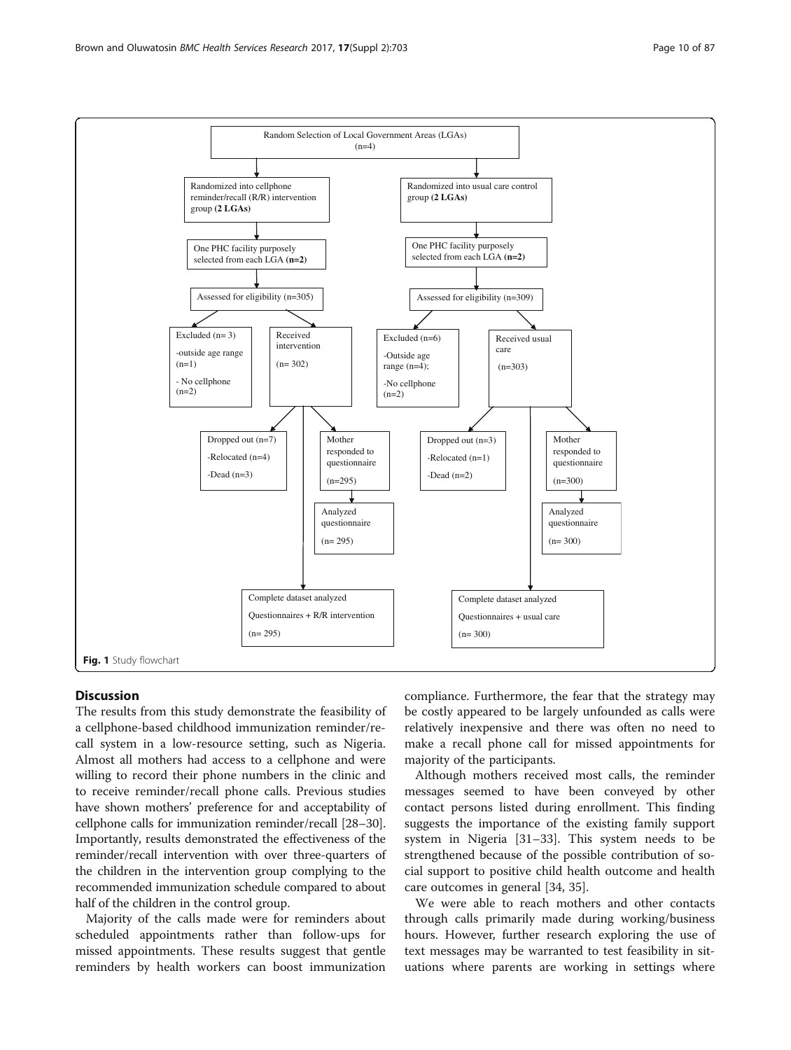Random Selection of Local Government Areas (LGAs) (n=4)

- Randomized into cellphone reminder/recall (R/R) intervention group **(2 LGAs)**
  - One PHC facility purposely selected from each LGA **(n=2)**
  - Assessed for eligibility (n=305)
    - Excluded (n= 3)
      - -outside age range (n=1)
      - - No cellphone (n=2)
    - Received intervention (n= 302)
      - Dropped out (n=7)
        - -Relocated (n=4)
        - -Dead (n=3)
      - Mother responded to questionnaire (n=295)
        - Analyzed questionnaire (n= 295)
      - Complete dataset analyzed: Questionnaires + R/R intervention (n= 295)
- Randomized into usual care control group **(2 LGAs)**
  - One PHC facility purposely selected from each LGA **(n=2)**
  - Assessed for eligibility (n=309)
    - Excluded (n=6)
      - -Outside age range (n=4);
      - -No cellphone (n=2)
    - Received usual care (n=303)
      - Dropped out (n=3)
        - -Relocated (n=1)
        - -Dead (n=2)
      - Mother responded to questionnaire (n=300)
        - Analyzed questionnaire (n= 300)
      - Complete dataset analyzed: Questionnaires + usual care (n= 300)

**Fig. 1** Study flowchart

## Discussion

The results from this study demonstrate the feasibility of a cellphone-based childhood immunization reminder/recall system in a low-resource setting, such as Nigeria. Almost all mothers had access to a cellphone and were willing to record their phone numbers in the clinic and to receive reminder/recall phone calls. Previous studies have shown mothers' preference for and acceptability of cellphone calls for immunization reminder/recall [28–30]. Importantly, results demonstrated the effectiveness of the reminder/recall intervention with over three-quarters of the children in the intervention group complying to the recommended immunization schedule compared to about half of the children in the control group.

Majority of the calls made were for reminders about scheduled appointments rather than follow-ups for missed appointments. These results suggest that gentle reminders by health workers can boost immunization compliance. Furthermore, the fear that the strategy may be costly appeared to be largely unfounded as calls were relatively inexpensive and there was often no need to make a recall phone call for missed appointments for majority of the participants.

Although mothers received most calls, the reminder messages seemed to have been conveyed by other contact persons listed during enrollment. This finding suggests the importance of the existing family support system in Nigeria [31–33]. This system needs to be strengthened because of the possible contribution of social support to positive child health outcome and health care outcomes in general [34, 35].

We were able to reach mothers and other contacts through calls primarily made during working/business hours. However, further research exploring the use of text messages may be warranted to test feasibility in situations where parents are working in settings where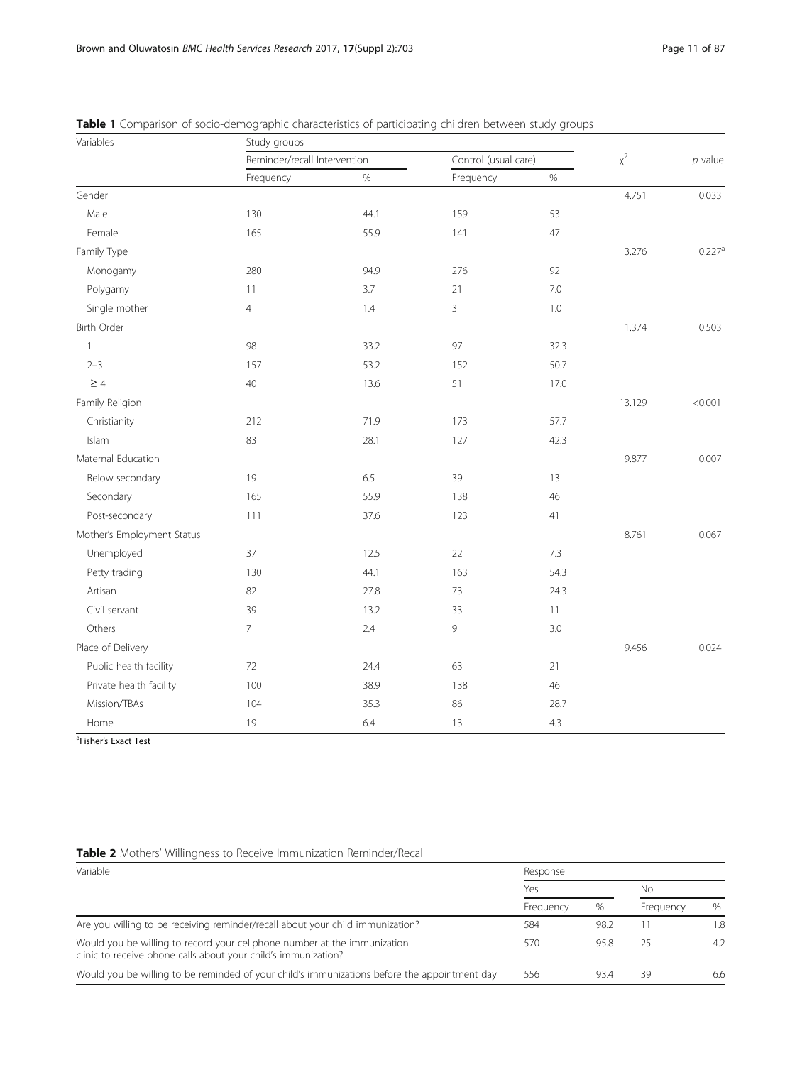**Table 1** Comparison of socio-demographic characteristics of participating children between study groups

| Variables | Study groups | | | | $\chi^2$ | *p* value |
|---|---|---|---|---|---|---|
| | Reminder/recall Intervention | | Control (usual care) | | | |
| | Frequency | % | Frequency | % | | |
| Gender | | | | | 4.751 | 0.033 |
| Male | 130 | 44.1 | 159 | 53 | | |
| Female | 165 | 55.9 | 141 | 47 | | |
| Family Type | | | | | 3.276 | 0.227[a] |
| Monogamy | 280 | 94.9 | 276 | 92 | | |
| Polygamy | 11 | 3.7 | 21 | 7.0 | | |
| Single mother | 4 | 1.4 | 3 | 1.0 | | |
| Birth Order | | | | | 1.374 | 0.503 |
| 1 | 98 | 33.2 | 97 | 32.3 | | |
| 2–3 | 157 | 53.2 | 152 | 50.7 | | |
| ≥ 4 | 40 | 13.6 | 51 | 17.0 | | |
| Family Religion | | | | | 13.129 | <0.001 |
| Christianity | 212 | 71.9 | 173 | 57.7 | | |
| Islam | 83 | 28.1 | 127 | 42.3 | | |
| Maternal Education | | | | | 9.877 | 0.007 |
| Below secondary | 19 | 6.5 | 39 | 13 | | |
| Secondary | 165 | 55.9 | 138 | 46 | | |
| Post-secondary | 111 | 37.6 | 123 | 41 | | |
| Mother's Employment Status | | | | | 8.761 | 0.067 |
| Unemployed | 37 | 12.5 | 22 | 7.3 | | |
| Petty trading | 130 | 44.1 | 163 | 54.3 | | |
| Artisan | 82 | 27.8 | 73 | 24.3 | | |
| Civil servant | 39 | 13.2 | 33 | 11 | | |
| Others | 7 | 2.4 | 9 | 3.0 | | |
| Place of Delivery | | | | | 9.456 | 0.024 |
| Public health facility | 72 | 24.4 | 63 | 21 | | |
| Private health facility | 100 | 38.9 | 138 | 46 | | |
| Mission/TBAs | 104 | 35.3 | 86 | 28.7 | | |
| Home | 19 | 6.4 | 13 | 4.3 | | |

[a]Fisher's Exact Test

**Table 2** Mothers' Willingness to Receive Immunization Reminder/Recall

| Variable | Response | | | |
|---|---|---|---|---|
| | Yes | | No | |
| | Frequency | % | Frequency | % |
| Are you willing to be receiving reminder/recall about your child immunization? | 584 | 98.2 | 11 | 1.8 |
| Would you be willing to record your cellphone number at the immunization clinic to receive phone calls about your child's immunization? | 570 | 95.8 | 25 | 4.2 |
| Would you be willing to be reminded of your child's immunizations before the appointment day | 556 | 93.4 | 39 | 6.6 |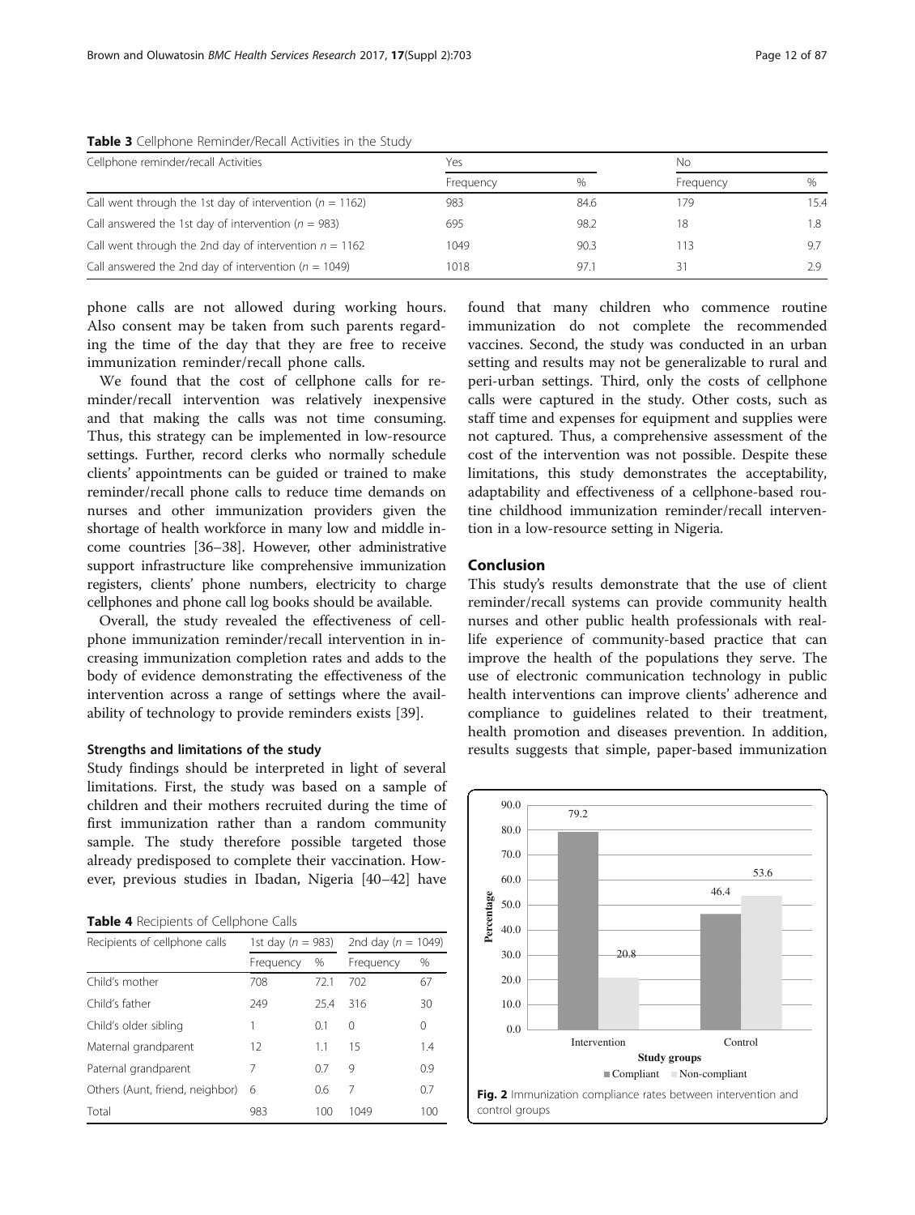**Table 3** Cellphone Reminder/Recall Activities in the Study

| Cellphone reminder/recall Activities | Yes | | No | |
|---|---|---|---|---|
| | Frequency | % | Frequency | % |
| Call went through the 1st day of intervention ($n$ = 1162) | 983 | 84.6 | 179 | 15.4 |
| Call answered the 1st day of intervention ($n$ = 983) | 695 | 98.2 | 18 | 1.8 |
| Call went through the 2nd day of intervention $n$ = 1162 | 1049 | 90.3 | 113 | 9.7 |
| Call answered the 2nd day of intervention ($n$ = 1049) | 1018 | 97.1 | 31 | 2.9 |

phone calls are not allowed during working hours. Also consent may be taken from such parents regarding the time of the day that they are free to receive immunization reminder/recall phone calls.

We found that the cost of cellphone calls for reminder/recall intervention was relatively inexpensive and that making the calls was not time consuming. Thus, this strategy can be implemented in low-resource settings. Further, record clerks who normally schedule clients' appointments can be guided or trained to make reminder/recall phone calls to reduce time demands on nurses and other immunization providers given the shortage of health workforce in many low and middle income countries [36–38]. However, other administrative support infrastructure like comprehensive immunization registers, clients' phone numbers, electricity to charge cellphones and phone call log books should be available.

Overall, the study revealed the effectiveness of cellphone immunization reminder/recall intervention in increasing immunization completion rates and adds to the body of evidence demonstrating the effectiveness of the intervention across a range of settings where the availability of technology to provide reminders exists [39].

### Strengths and limitations of the study

Study findings should be interpreted in light of several limitations. First, the study was based on a sample of children and their mothers recruited during the time of first immunization rather than a random community sample. The study therefore possible targeted those already predisposed to complete their vaccination. However, previous studies in Ibadan, Nigeria [40–42] have found that many children who commence routine immunization do not complete the recommended vaccines. Second, the study was conducted in an urban setting and results may not be generalizable to rural and peri-urban settings. Third, only the costs of cellphone calls were captured in the study. Other costs, such as staff time and expenses for equipment and supplies were not captured. Thus, a comprehensive assessment of the cost of the intervention was not possible. Despite these limitations, this study demonstrates the acceptability, adaptability and effectiveness of a cellphone-based routine childhood immunization reminder/recall intervention in a low-resource setting in Nigeria.

**Table 4** Recipients of Cellphone Calls

| Recipients of cellphone calls | 1st day ($n$ = 983) | | 2nd day ($n$ = 1049) | |
|---|---|---|---|---|
| | Frequency | % | Frequency | % |
| Child's mother | 708 | 72.1 | 702 | 67 |
| Child's father | 249 | 25.4 | 316 | 30 |
| Child's older sibling | 1 | 0.1 | 0 | 0 |
| Maternal grandparent | 12 | 1.1 | 15 | 1.4 |
| Paternal grandparent | 7 | 0.7 | 9 | 0.9 |
| Others (Aunt, friend, neighbor) | 6 | 0.6 | 7 | 0.7 |
| Total | 983 | 100 | 1049 | 100 |

## Conclusion

This study's results demonstrate that the use of client reminder/recall systems can provide community health nurses and other public health professionals with real-life experience of community-based practice that can improve the health of the populations they serve. The use of electronic communication technology in public health interventions can improve clients' adherence and compliance to guidelines related to their treatment, health promotion and diseases prevention. In addition, results suggests that simple, paper-based immunization

90.0
80.0
70.0
60.0
50.0
40.0
30.0
20.0
10.0
0.0
Percentage
79.2
20.8
46.4
53.6
Intervention
Control
Study groups
Compliant
Non-compliant

**Fig. 2** Immunization compliance rates between intervention and control groups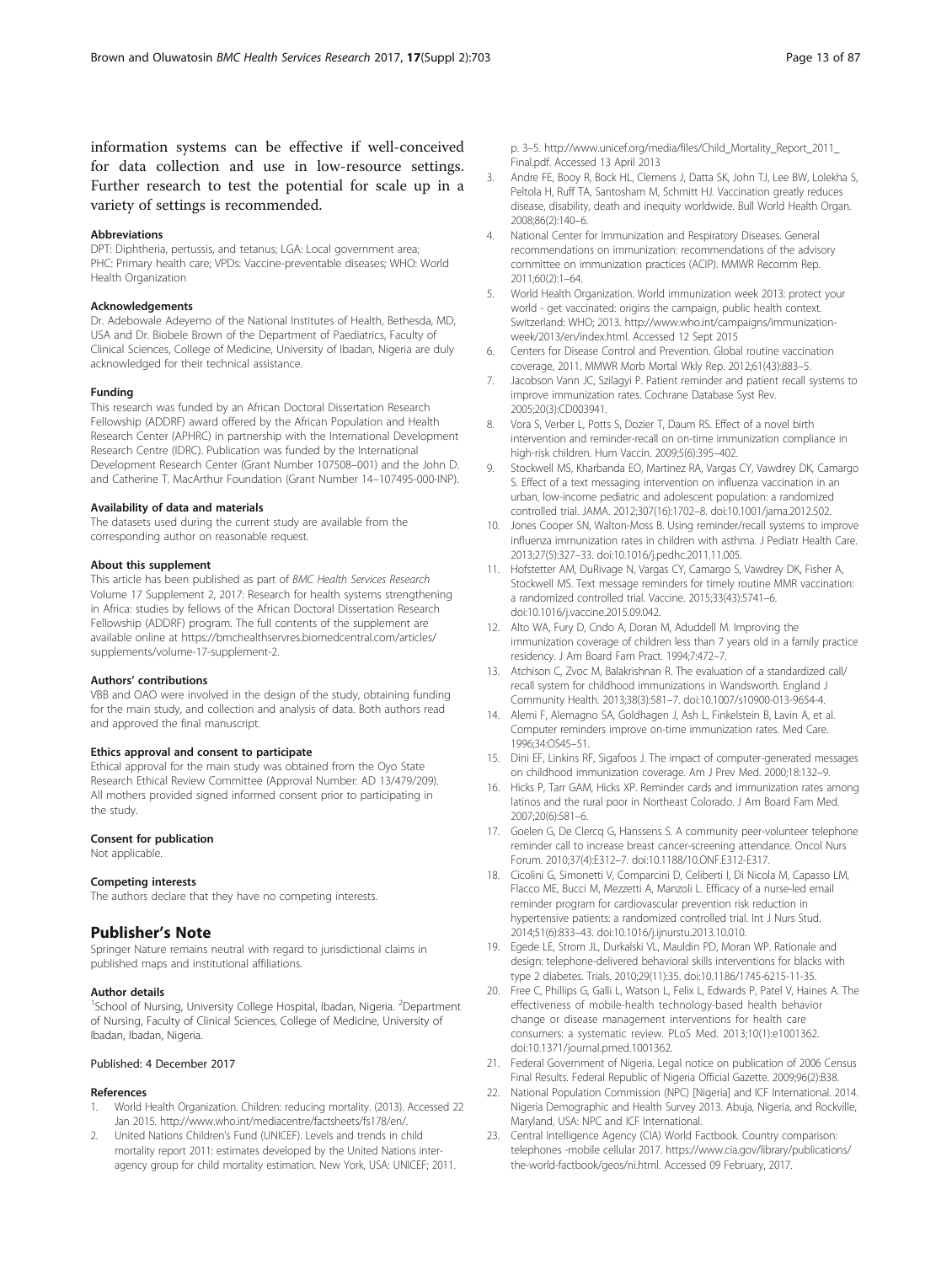information systems can be effective if well-conceived for data collection and use in low-resource settings. Further research to test the potential for scale up in a variety of settings is recommended.

#### Abbreviations

DPT: Diphtheria, pertussis, and tetanus; LGA: Local government area; PHC: Primary health care; VPDs: Vaccine-preventable diseases; WHO: World Health Organization

#### Acknowledgements

Dr. Adebowale Adeyemo of the National Institutes of Health, Bethesda, MD, USA and Dr. Biobele Brown of the Department of Paediatrics, Faculty of Clinical Sciences, College of Medicine, University of Ibadan, Nigeria are duly acknowledged for their technical assistance.

#### Funding

This research was funded by an African Doctoral Dissertation Research Fellowship (ADDRF) award offered by the African Population and Health Research Center (APHRC) in partnership with the International Development Research Centre (IDRC). Publication was funded by the International Development Research Center (Grant Number 107508–001) and the John D. and Catherine T. MacArthur Foundation (Grant Number 14–107495-000-INP).

#### Availability of data and materials

The datasets used during the current study are available from the corresponding author on reasonable request.

#### About this supplement

This article has been published as part of *BMC Health Services Research* Volume 17 Supplement 2, 2017: Research for health systems strengthening in Africa: studies by fellows of the African Doctoral Dissertation Research Fellowship (ADDRF) program. The full contents of the supplement are available online at https://bmchealthservres.biomedcentral.com/articles/supplements/volume-17-supplement-2.

#### Authors' contributions

VBB and OAO were involved in the design of the study, obtaining funding for the main study, and collection and analysis of data. Both authors read and approved the final manuscript.

#### Ethics approval and consent to participate

Ethical approval for the main study was obtained from the Oyo State Research Ethical Review Committee (Approval Number: AD 13/479/209). All mothers provided signed informed consent prior to participating in the study.

#### Consent for publication

Not applicable.

#### Competing interests

The authors declare that they have no competing interests.

## Publisher's Note

Springer Nature remains neutral with regard to jurisdictional claims in published maps and institutional affiliations.

#### Author details

[1]School of Nursing, University College Hospital, Ibadan, Nigeria. [2]Department of Nursing, Faculty of Clinical Sciences, College of Medicine, University of Ibadan, Ibadan, Nigeria.

Published: 4 December 2017

#### References

1. World Health Organization. Children: reducing mortality. (2013). Accessed 22 Jan 2015. http://www.who.int/mediacentre/factsheets/fs178/en/.
2. United Nations Children's Fund (UNICEF). Levels and trends in child mortality report 2011: estimates developed by the United Nations inter-agency group for child mortality estimation. New York, USA: UNICEF; 2011. p. 3–5. http://www.unicef.org/media/files/Child_Mortality_Report_2011_Final.pdf. Accessed 13 April 2013
3. Andre FE, Booy R, Bock HL, Clemens J, Datta SK, John TJ, Lee BW, Lolekha S, Peltola H, Ruff TA, Santosham M, Schmitt HJ. Vaccination greatly reduces disease, disability, death and inequity worldwide. Bull World Health Organ. 2008;86(2):140–6.
4. National Center for Immunization and Respiratory Diseases. General recommendations on immunization: recommendations of the advisory committee on immunization practices (ACIP). MMWR Recomm Rep. 2011;60(2):1–64.
5. World Health Organization. World immunization week 2013: protect your world - get vaccinated: origins the campaign, public health context. Switzerland: WHO; 2013. http://www.who.int/campaigns/immunization-week/2013/en/index.html. Accessed 12 Sept 2015
6. Centers for Disease Control and Prevention. Global routine vaccination coverage, 2011. MMWR Morb Mortal Wkly Rep. 2012;61(43):883–5.
7. Jacobson Vann JC, Szilagyi P. Patient reminder and patient recall systems to improve immunization rates. Cochrane Database Syst Rev. 2005;20(3):CD003941.
8. Vora S, Verber L, Potts S, Dozier T, Daum RS. Effect of a novel birth intervention and reminder-recall on on-time immunization compliance in high-risk children. Hum Vaccin. 2009;5(6):395–402.
9. Stockwell MS, Kharbanda EO, Martinez RA, Vargas CY, Vawdrey DK, Camargo S. Effect of a text messaging intervention on influenza vaccination in an urban, low-income pediatric and adolescent population: a randomized controlled trial. JAMA. 2012;307(16):1702–8. doi:10.1001/jama.2012.502.
10. Jones Cooper SN, Walton-Moss B. Using reminder/recall systems to improve influenza immunization rates in children with asthma. J Pediatr Health Care. 2013;27(5):327–33. doi:10.1016/j.pedhc.2011.11.005.
11. Hofstetter AM, DuRivage N, Vargas CY, Camargo S, Vawdrey DK, Fisher A, Stockwell MS. Text message reminders for timely routine MMR vaccination: a randomized controlled trial. Vaccine. 2015;33(43):5741–6. doi:10.1016/j.vaccine.2015.09.042.
12. Alto WA, Fury D, Cndo A, Doran M, Aduddell M. Improving the immunization coverage of children less than 7 years old in a family practice residency. J Am Board Fam Pract. 1994;7:472–7.
13. Atchison C, Zvoc M, Balakrishnan R. The evaluation of a standardized call/recall system for childhood immunizations in Wandsworth. England J Community Health. 2013;38(3):581–7. doi:10.1007/s10900-013-9654-4.
14. Alemi F, Alemagno SA, Goldhagen J, Ash L, Finkelstein B, Lavin A, et al. Computer reminders improve on-time immunization rates. Med Care. 1996;34:OS45–51.
15. Dini EF, Linkins RF, Sigafoos J. The impact of computer-generated messages on childhood immunization coverage. Am J Prev Med. 2000;18:132–9.
16. Hicks P, Tarr GAM, Hicks XP. Reminder cards and immunization rates among latinos and the rural poor in Northeast Colorado. J Am Board Fam Med. 2007;20(6):581–6.
17. Goelen G, De Clercq G, Hanssens S. A community peer-volunteer telephone reminder call to increase breast cancer-screening attendance. Oncol Nurs Forum. 2010;37(4):E312–7. doi:10.1188/10.ONF.E312-E317.
18. Cicolini G, Simonetti V, Comparcini D, Celiberti I, Di Nicola M, Capasso LM, Flacco ME, Bucci M, Mezzetti A, Manzoli L. Efficacy of a nurse-led email reminder program for cardiovascular prevention risk reduction in hypertensive patients: a randomized controlled trial. Int J Nurs Stud. 2014;51(6):833–43. doi:10.1016/j.ijnurstu.2013.10.010.
19. Egede LE, Strom JL, Durkalski VL, Mauldin PD, Moran WP. Rationale and design: telephone-delivered behavioral skills interventions for blacks with type 2 diabetes. Trials. 2010;29(11):35. doi:10.1186/1745-6215-11-35.
20. Free C, Phillips G, Galli L, Watson L, Felix L, Edwards P, Patel V, Haines A. The effectiveness of mobile-health technology-based health behavior change or disease management interventions for health care consumers: a systematic review. PLoS Med. 2013;10(1):e1001362. doi:10.1371/journal.pmed.1001362.
21. Federal Government of Nigeria. Legal notice on publication of 2006 Census Final Results. Federal Republic of Nigeria Official Gazette. 2009;96(2):B38.
22. National Population Commission (NPC) [Nigeria] and ICF International. 2014. Nigeria Demographic and Health Survey 2013. Abuja, Nigeria, and Rockville, Maryland, USA: NPC and ICF International.
23. Central Intelligence Agency (CIA) World Factbook. Country comparison: telephones -mobile cellular 2017. https://www.cia.gov/library/publications/the-world-factbook/geos/ni.html. Accessed 09 February, 2017.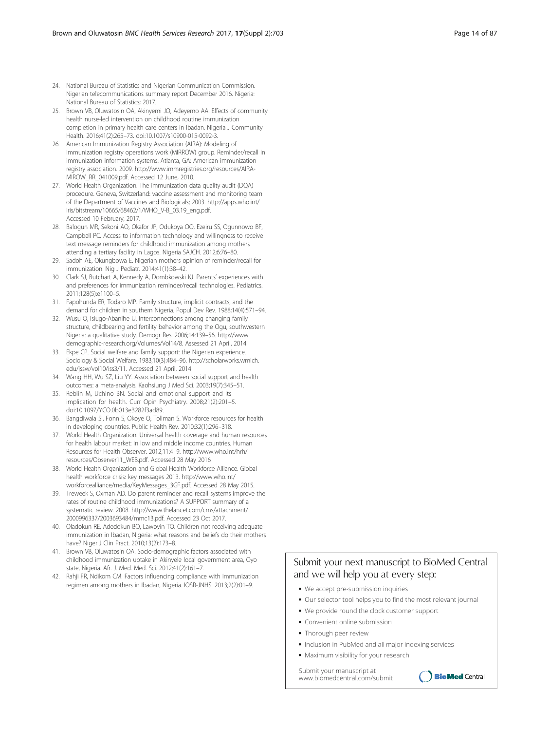24. National Bureau of Statistics and Nigerian Communication Commission. Nigerian telecommunications summary report December 2016. Nigeria: National Bureau of Statistics; 2017.
25. Brown VB, Oluwatosin OA, Akinyemi JO, Adeyemo AA. Effects of community health nurse-led intervention on childhood routine immunization completion in primary health care centers in Ibadan. Nigeria J Community Health. 2016;41(2):265–73. doi:10.1007/s10900-015-0092-3.
26. American Immunization Registry Association (AIRA): Modeling of immunization registry operations work (MIRROW) group. Reminder/recall in immunization information systems. Atlanta, GA: American immunization registry association. 2009. http://www.immregistries.org/resources/AIRA-MIROW_RR_041009.pdf. Accessed 12 June, 2010.
27. World Health Organization. The immunization data quality audit (DQA) procedure. Geneva, Switzerland: vaccine assessment and monitoring team of the Department of Vaccines and Biologicals; 2003. http://apps.who.int/iris/bitstream/10665/68462/1/WHO_V-B_03.19_eng.pdf. Accessed 10 February, 2017.
28. Balogun MR, Sekoni AO, Okafor JP, Odukoya OO, Ezeiru SS, Ogunnowo BF, Campbell PC. Access to information technology and willingness to receive text message reminders for childhood immunization among mothers attending a tertiary facility in Lagos. Nigeria SAJCH. 2012;6:76–80.
29. Sadoh AE, Okungbowa E. Nigerian mothers opinion of reminder/recall for immunization. Nig J Pediatr. 2014;41(1):38–42.
30. Clark SJ, Butchart A, Kennedy A, Dombkowski KJ. Parents' experiences with and preferences for immunization reminder/recall technologies. Pediatrics. 2011;128(5):e1100–5.
31. Fapohunda ER, Todaro MP. Family structure, implicit contracts, and the demand for children in southern Nigeria. Popul Dev Rev. 1988;14(4):571–94.
32. Wusu O, Isiugo-Abanihe U. Interconnections among changing family structure, childbearing and fertility behavior among the Ogu, southwestern Nigeria: a qualitative study. Demogr Res. 2006;14:139–56. http://www.demographic-research.org/Volumes/Vol14/8. Assessed 21 April, 2014
33. Ekpe CP. Social welfare and family support: the Nigerian experience. Sociology & Social Welfare. 1983;10(3):484–96. http://scholarworks.wmich.edu/jssw/vol10/iss3/11. Accessed 21 April, 2014
34. Wang HH, Wu SZ, Liu YY. Association between social support and health outcomes: a meta-analysis. Kaohsiung J Med Sci. 2003;19(7):345–51.
35. Reblin M, Uchino BN. Social and emotional support and its implication for health. Curr Opin Psychiatry. 2008;21(2):201–5. doi:10.1097/YCO.0b013e3282f3ad89.
36. Bangdiwala SI, Fonn S, Okoye O, Tollman S. Workforce resources for health in developing countries. Public Health Rev. 2010;32(1):296–318.
37. World Health Organization. Universal health coverage and human resources for health labour market: in low and middle income countries. Human Resources for Health Observer. 2012;11:4–9. http://www.who.int/hrh/resources/Observer11_WEB.pdf. Accessed 28 May 2016
38. World Health Organization and Global Health Workforce Alliance. Global health workforce crisis: key messages 2013. http://www.who.int/workforcealliance/media/KeyMessages_3GF.pdf. Accessed 28 May 2015.
39. Treweek S, Oxman AD. Do parent reminder and recall systems improve the rates of routine childhood immunizations? A SUPPORT summary of a systematic review. 2008. http://www.thelancet.com/cms/attachment/2000996337/2003693484/mmc13.pdf. Accessed 23 Oct 2017.
40. Oladokun RE, Adedokun BO, Lawoyin TO. Children not receiving adequate immunization in Ibadan, Nigeria: what reasons and beliefs do their mothers have? Niger J Clin Pract. 2010;13(2):173–8.
41. Brown VB, Oluwatosin OA. Socio-demographic factors associated with childhood immunization uptake in Akinyele local government area, Oyo state, Nigeria. Afr. J. Med. Med. Sci. 2012;41(2):161–7.
42. Rahji FR, Ndikom CM. Factors influencing compliance with immunization regimen among mothers in Ibadan, Nigeria. IOSR-JNHS. 2013;2(2):01–9.

Submit your next manuscript to BioMed Central and we will help you at every step:

- We accept pre-submission inquiries
- Our selector tool helps you to find the most relevant journal
- We provide round the clock customer support
- Convenient online submission
- Thorough peer review
- Inclusion in PubMed and all major indexing services
- Maximum visibility for your research

Submit your manuscript at
www.biomedcentral.com/submit

BioMed Central